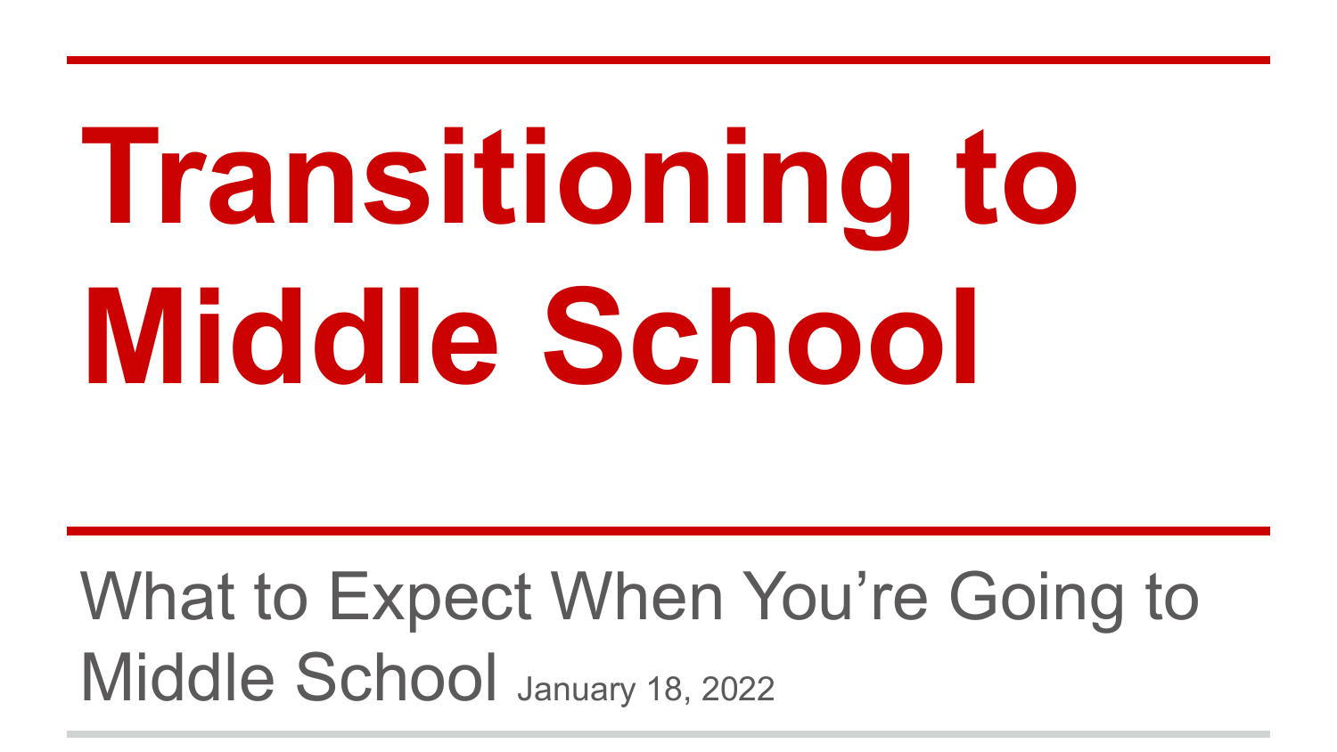# Transitioning to Middle School

What to Expect When You're Going to Middle School January 18, 2022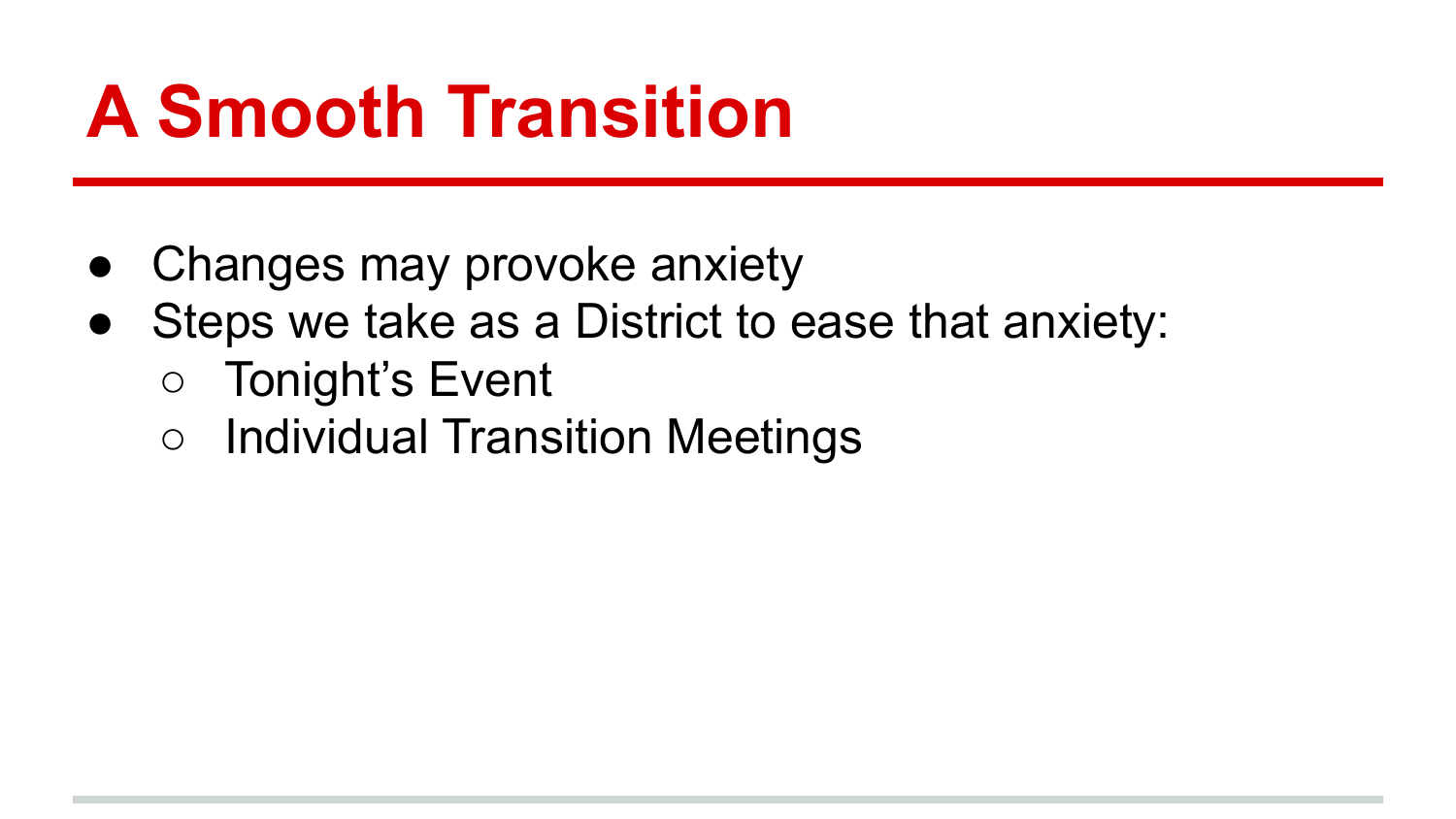# A Smooth Transition

- Changes may provoke anxiety
- Steps we take as a District to ease that anxiety:
  - Tonight’s Event
  - Individual Transition Meetings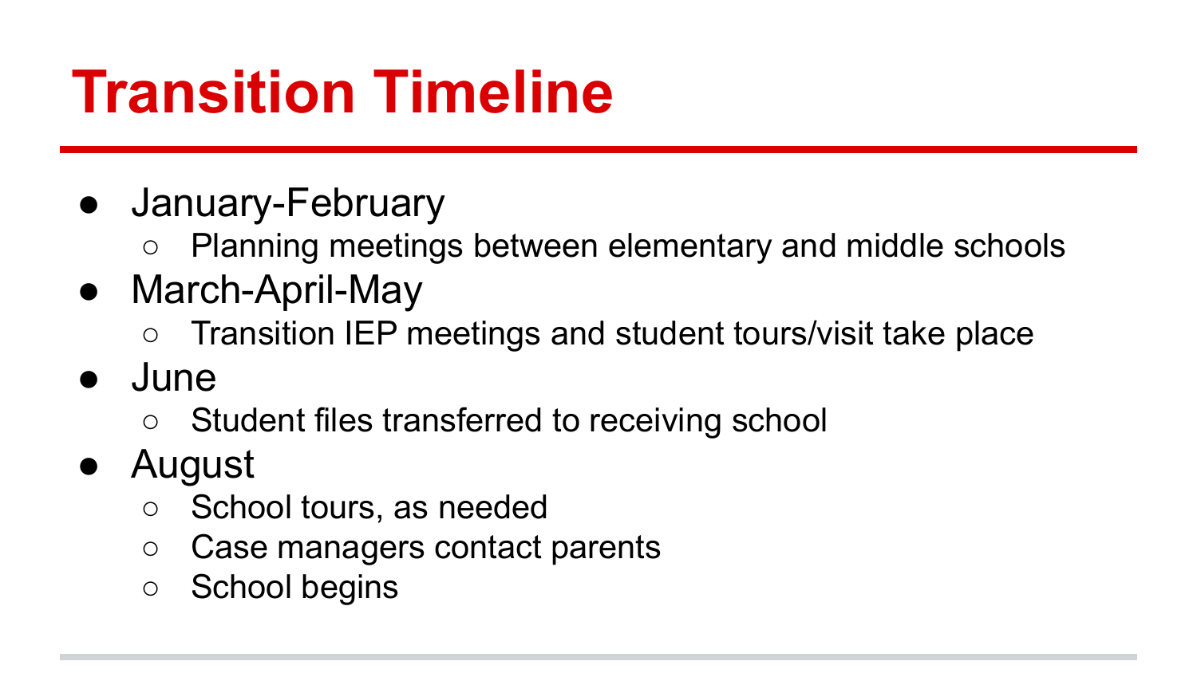# Transition Timeline

- January-February
  - Planning meetings between elementary and middle schools
- March-April-May
  - Transition IEP meetings and student tours/visit take place
- June
  - Student files transferred to receiving school
- August
  - School tours, as needed
  - Case managers contact parents
  - School begins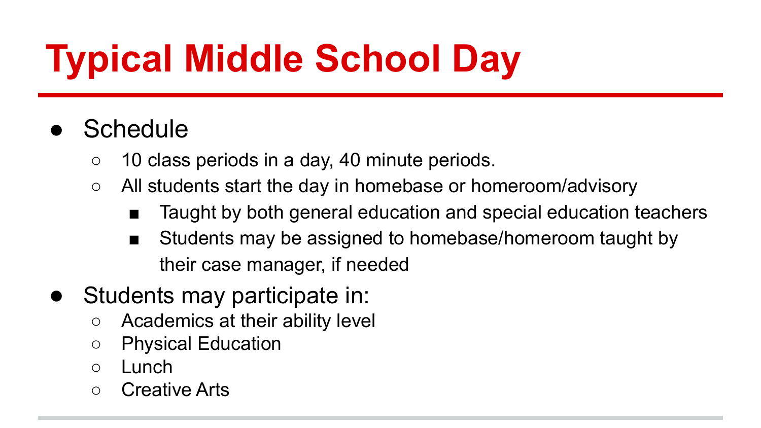# Typical Middle School Day

- Schedule
  - 10 class periods in a day, 40 minute periods.
  - All students start the day in homebase or homeroom/advisory
    - Taught by both general education and special education teachers
    - Students may be assigned to homebase/homeroom taught by their case manager, if needed
- Students may participate in:
  - Academics at their ability level
  - Physical Education
  - Lunch
  - Creative Arts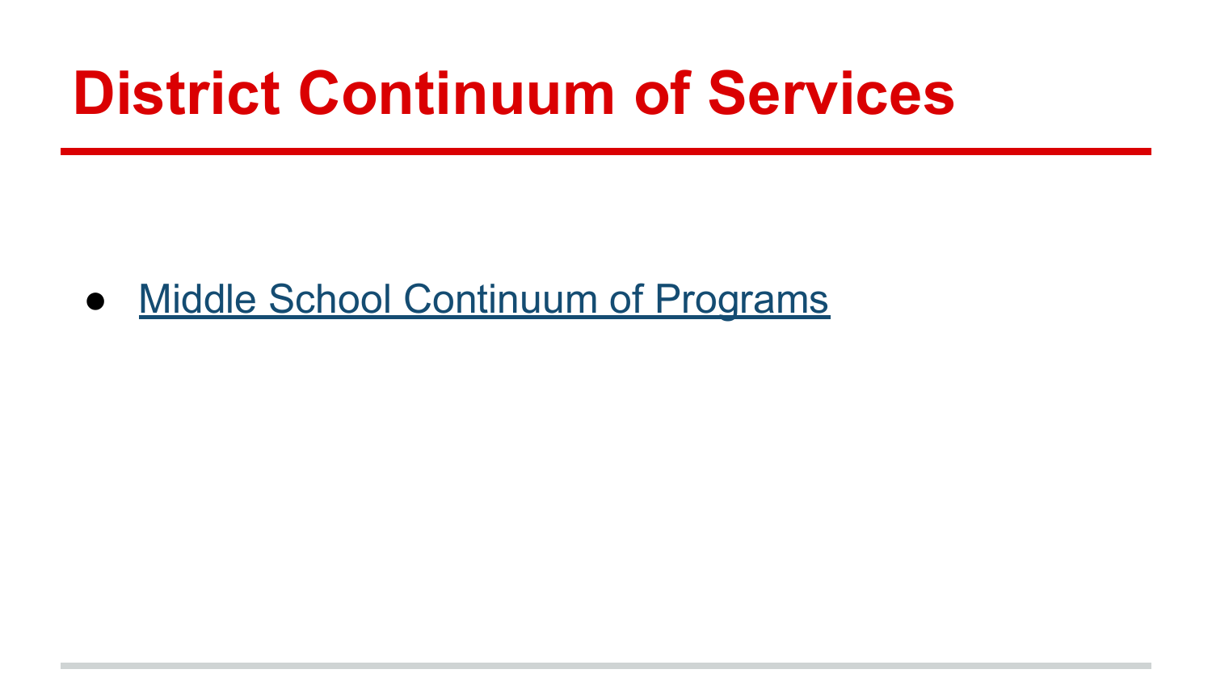# District Continuum of Services

- Middle School Continuum of Programs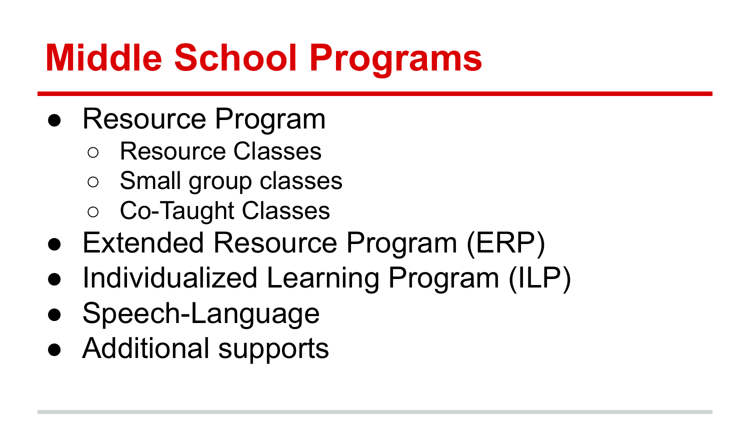# Middle School Programs

- Resource Program
  - Resource Classes
  - Small group classes
  - Co-Taught Classes
- Extended Resource Program (ERP)
- Individualized Learning Program (ILP)
- Speech-Language
- Additional supports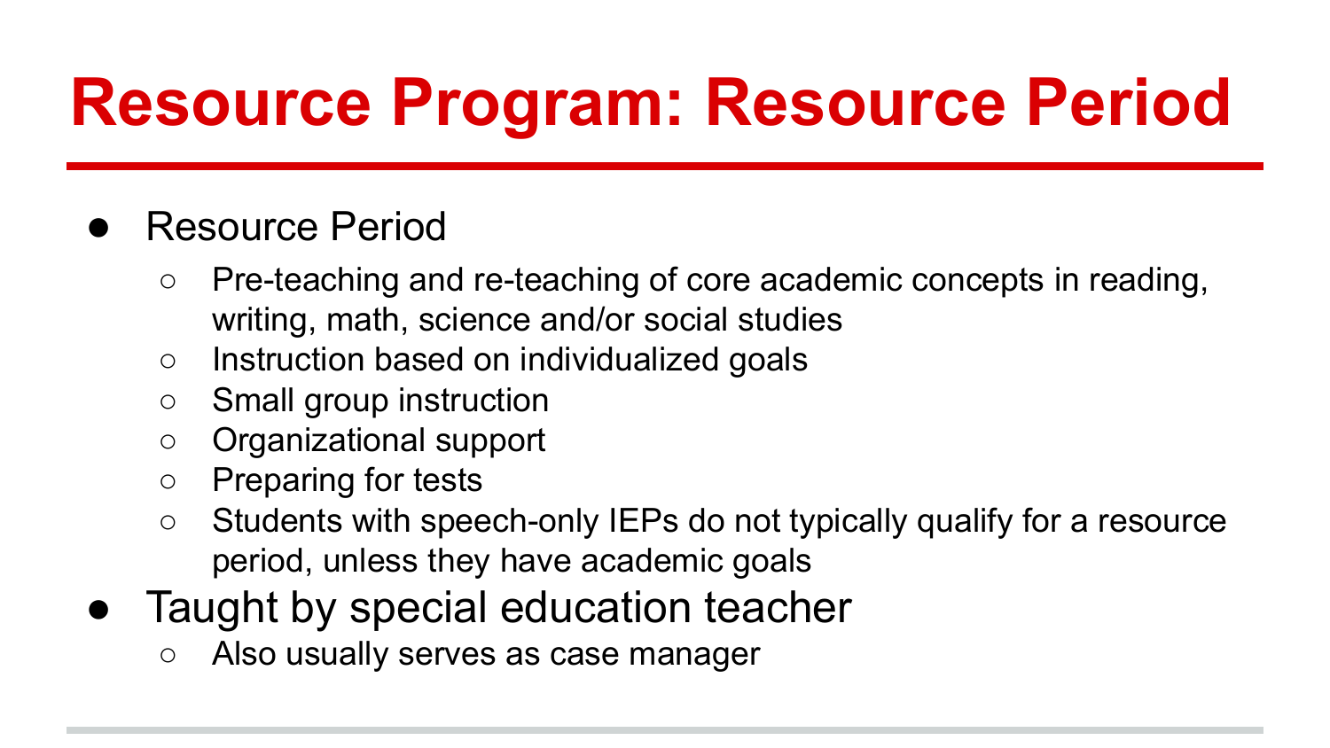# Resource Program: Resource Period

- Resource Period
  - Pre-teaching and re-teaching of core academic concepts in reading, writing, math, science and/or social studies
  - Instruction based on individualized goals
  - Small group instruction
  - Organizational support
  - Preparing for tests
  - Students with speech-only IEPs do not typically qualify for a resource period, unless they have academic goals
- Taught by special education teacher
  - Also usually serves as case manager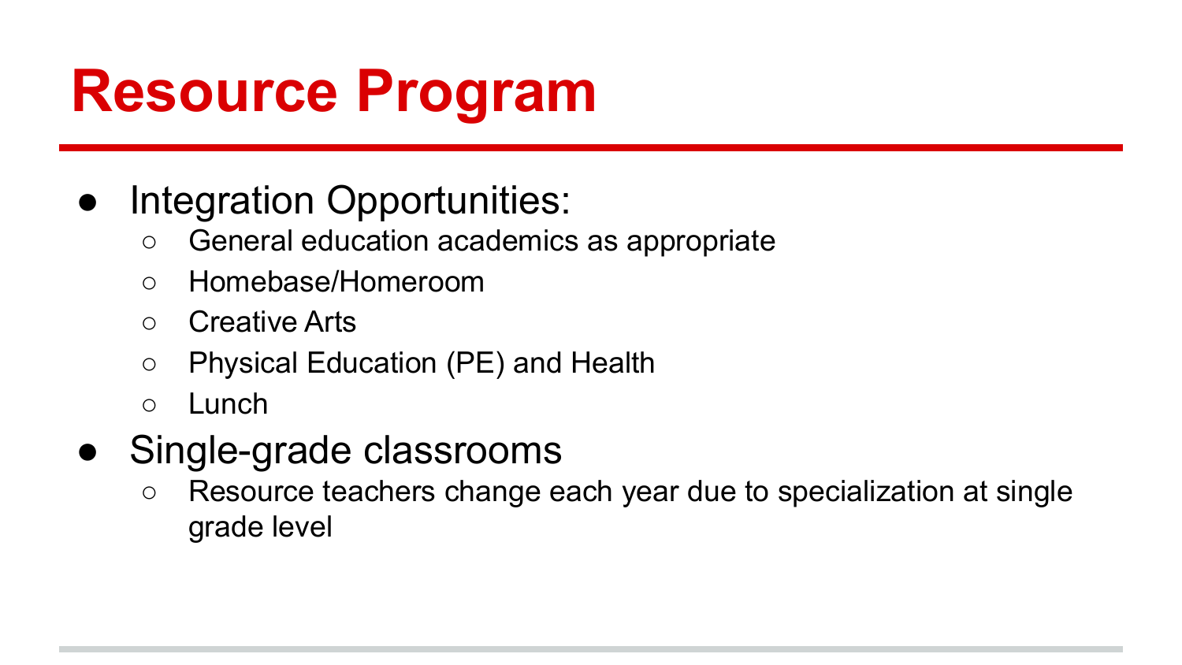# Resource Program

- Integration Opportunities:
  - General education academics as appropriate
  - Homebase/Homeroom
  - Creative Arts
  - Physical Education (PE) and Health
  - Lunch
- Single-grade classrooms
  - Resource teachers change each year due to specialization at single grade level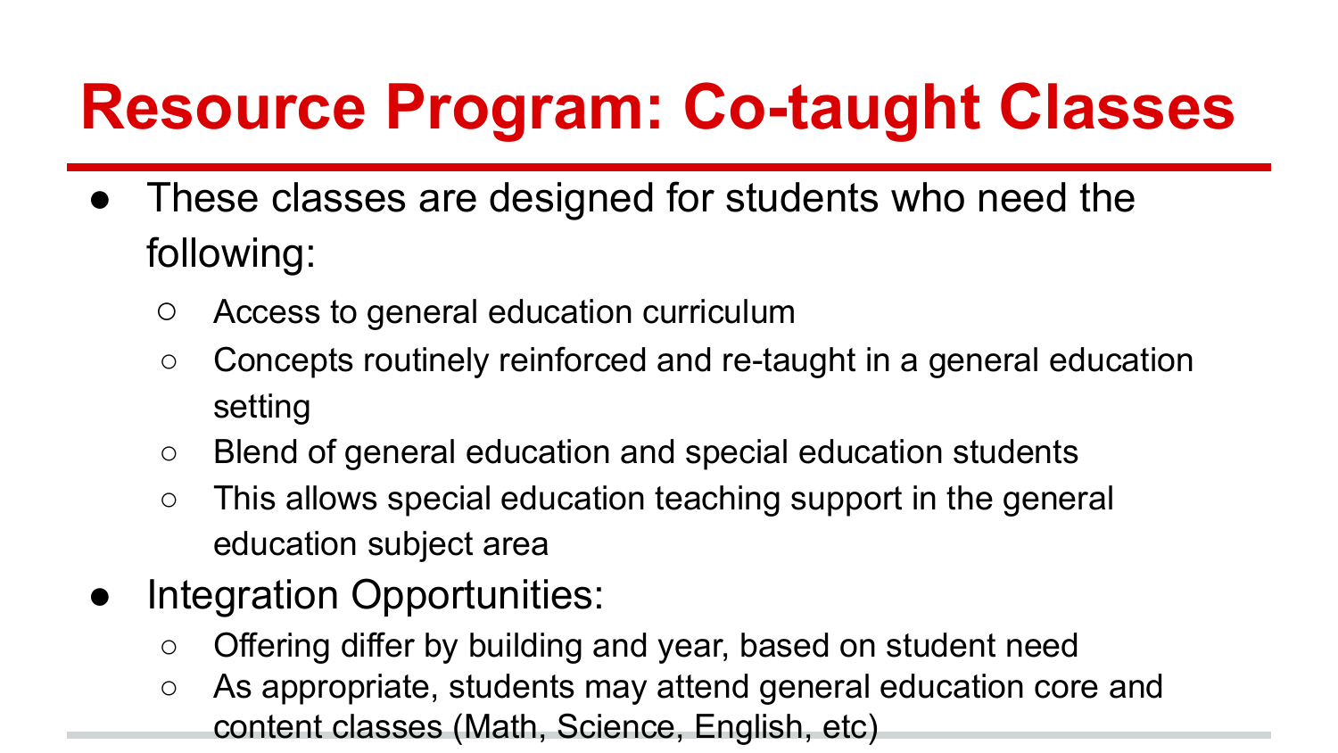# Resource Program: Co-taught Classes

- These classes are designed for students who need the following:
  - Access to general education curriculum
  - Concepts routinely reinforced and re-taught in a general education setting
  - Blend of general education and special education students
  - This allows special education teaching support in the general education subject area
- Integration Opportunities:
  - Offering differ by building and year, based on student need
  - As appropriate, students may attend general education core and content classes (Math, Science, English, etc)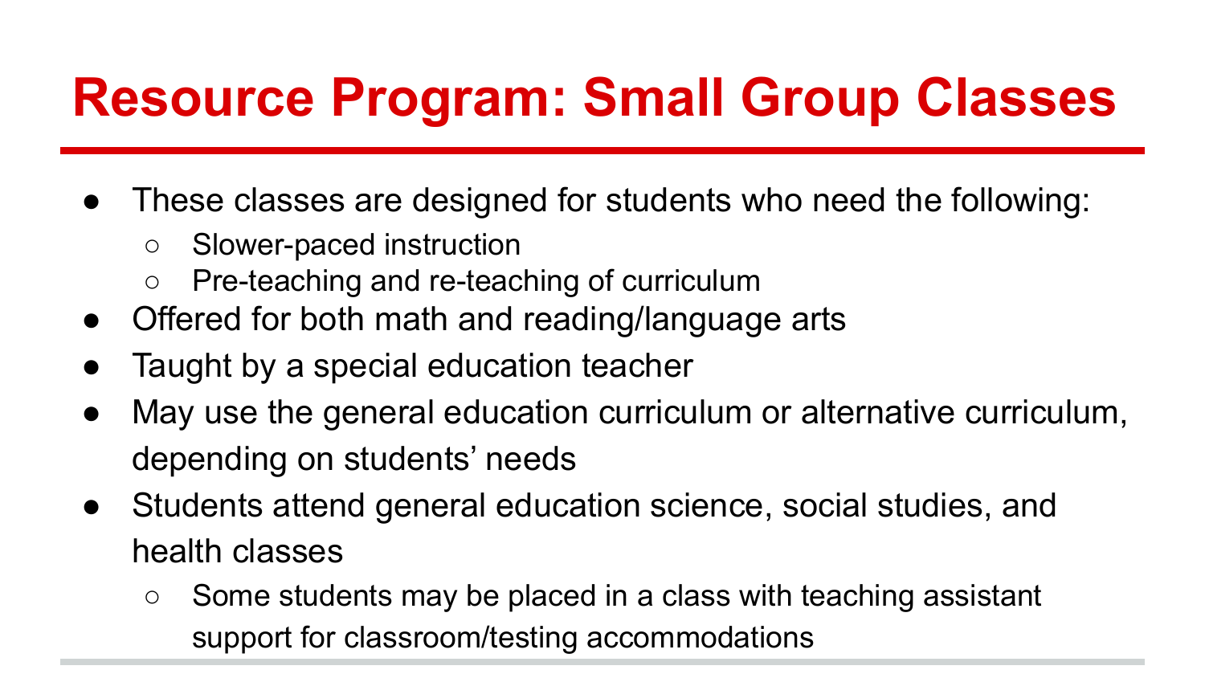# Resource Program: Small Group Classes

- These classes are designed for students who need the following:
  - Slower-paced instruction
  - Pre-teaching and re-teaching of curriculum
- Offered for both math and reading/language arts
- Taught by a special education teacher
- May use the general education curriculum or alternative curriculum, depending on students' needs
- Students attend general education science, social studies, and health classes
  - Some students may be placed in a class with teaching assistant support for classroom/testing accommodations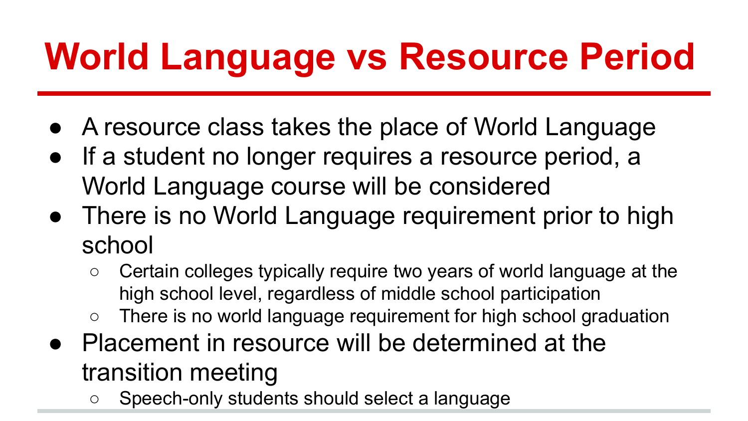# World Language vs Resource Period

- A resource class takes the place of World Language
- If a student no longer requires a resource period, a World Language course will be considered
- There is no World Language requirement prior to high school
  - Certain colleges typically require two years of world language at the high school level, regardless of middle school participation
  - There is no world language requirement for high school graduation
- Placement in resource will be determined at the transition meeting
  - Speech-only students should select a language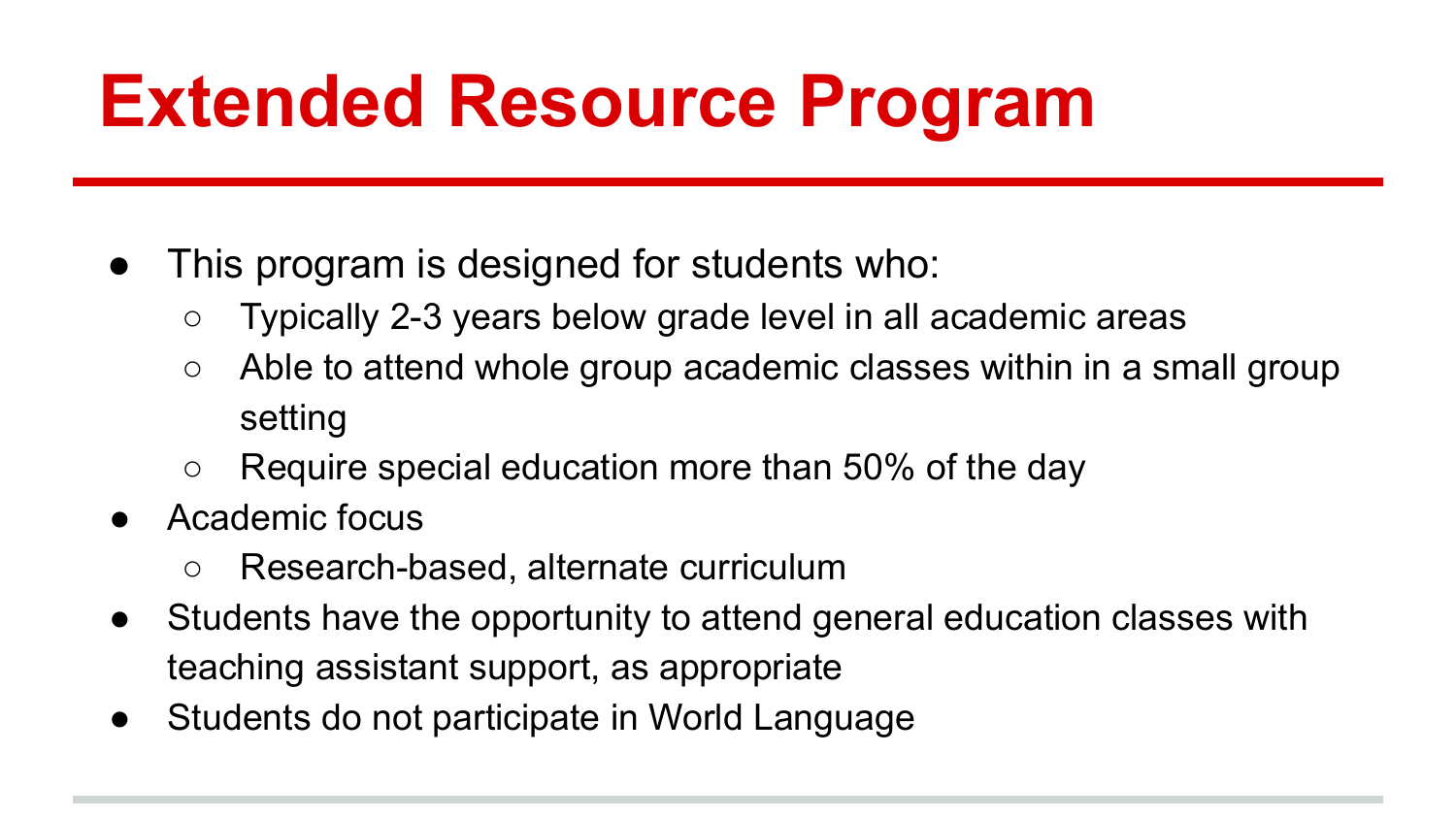# Extended Resource Program

- This program is designed for students who:
  - Typically 2-3 years below grade level in all academic areas
  - Able to attend whole group academic classes within in a small group setting
  - Require special education more than 50% of the day
- Academic focus
  - Research-based, alternate curriculum
- Students have the opportunity to attend general education classes with teaching assistant support, as appropriate
- Students do not participate in World Language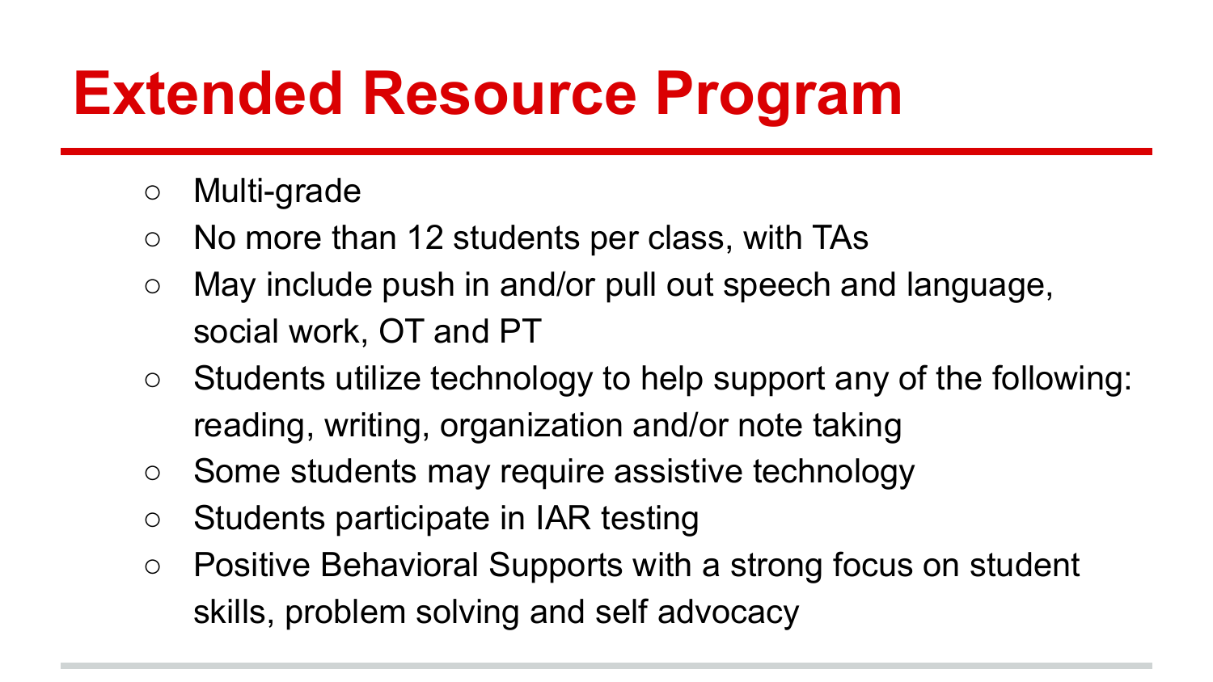# Extended Resource Program

- Multi-grade
- No more than 12 students per class, with TAs
- May include push in and/or pull out speech and language, social work, OT and PT
- Students utilize technology to help support any of the following: reading, writing, organization and/or note taking
- Some students may require assistive technology
- Students participate in IAR testing
- Positive Behavioral Supports with a strong focus on student skills, problem solving and self advocacy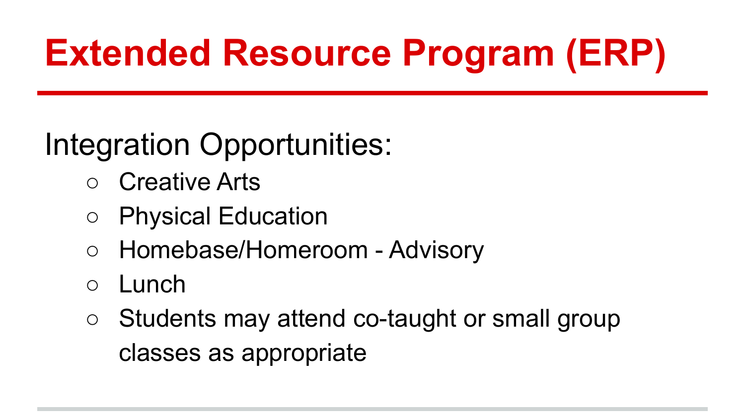# Extended Resource Program (ERP)

Integration Opportunities:

- Creative Arts
- Physical Education
- Homebase/Homeroom - Advisory
- Lunch
- Students may attend co-taught or small group classes as appropriate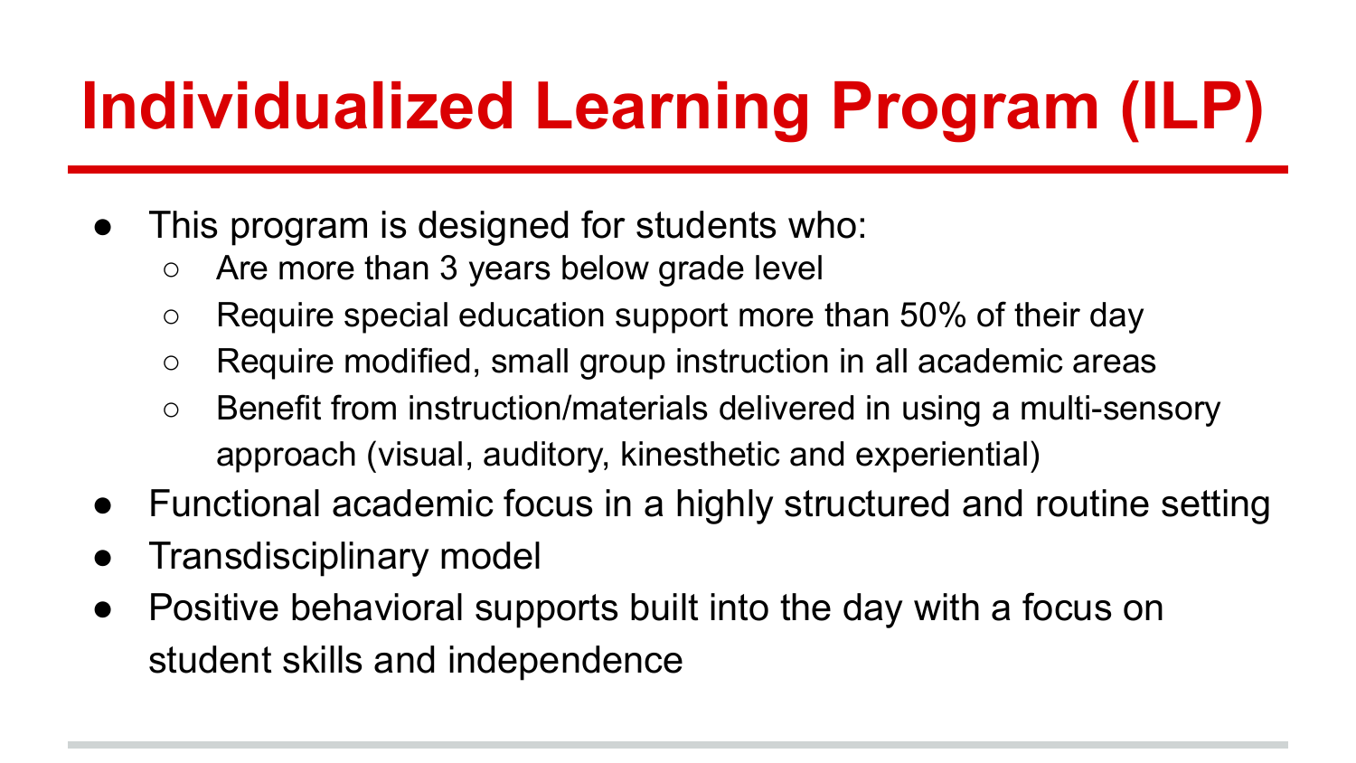# Individualized Learning Program (ILP)

- This program is designed for students who:
  - Are more than 3 years below grade level
  - Require special education support more than 50% of their day
  - Require modified, small group instruction in all academic areas
  - Benefit from instruction/materials delivered in using a multi-sensory approach (visual, auditory, kinesthetic and experiential)
- Functional academic focus in a highly structured and routine setting
- Transdisciplinary model
- Positive behavioral supports built into the day with a focus on student skills and independence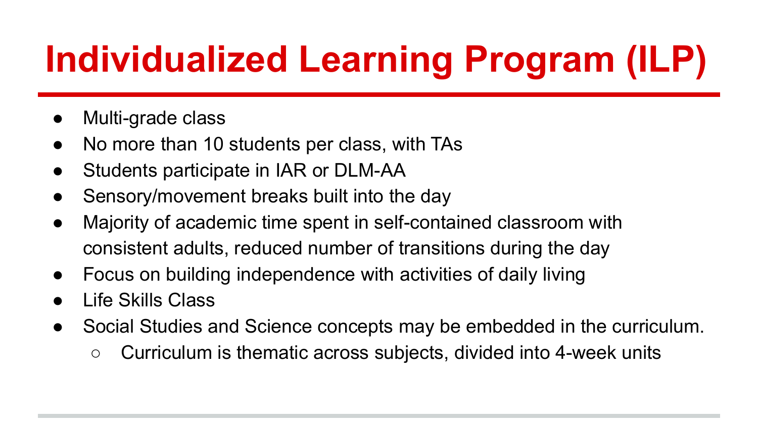# Individualized Learning Program (ILP)

- Multi-grade class
- No more than 10 students per class, with TAs
- Students participate in IAR or DLM-AA
- Sensory/movement breaks built into the day
- Majority of academic time spent in self-contained classroom with consistent adults, reduced number of transitions during the day
- Focus on building independence with activities of daily living
- Life Skills Class
- Social Studies and Science concepts may be embedded in the curriculum.
  - Curriculum is thematic across subjects, divided into 4-week units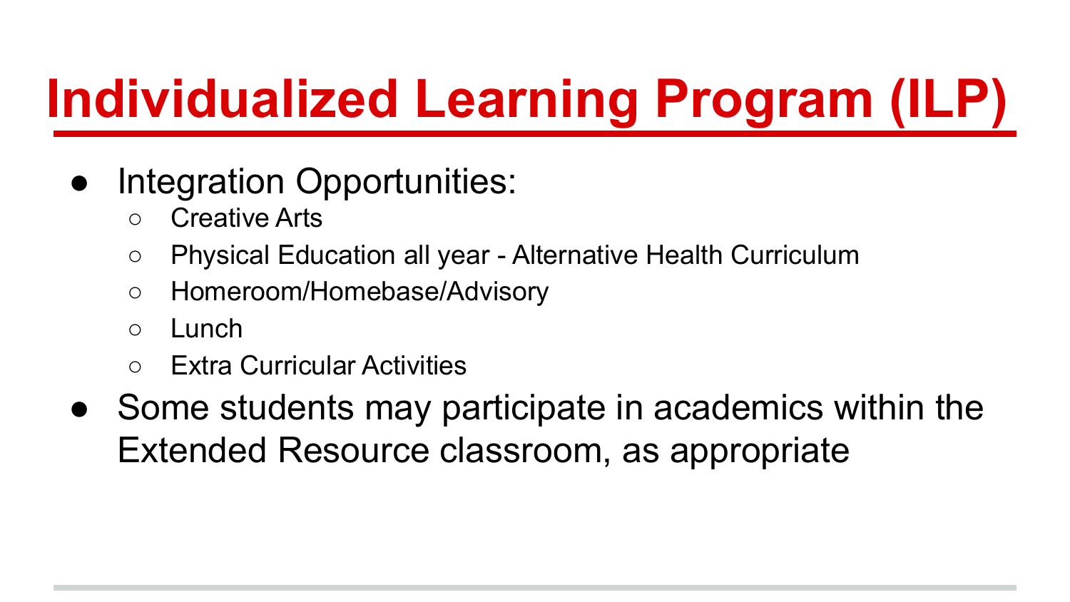# Individualized Learning Program (ILP)

- Integration Opportunities:
  - Creative Arts
  - Physical Education all year - Alternative Health Curriculum
  - Homeroom/Homebase/Advisory
  - Lunch
  - Extra Curricular Activities
- Some students may participate in academics within the Extended Resource classroom, as appropriate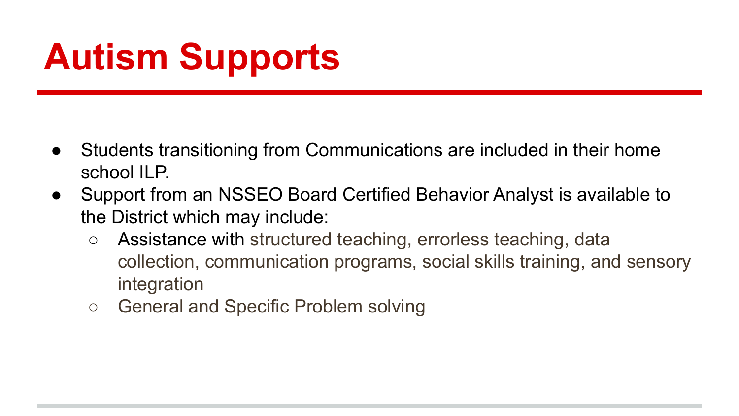# Autism Supports

- Students transitioning from Communications are included in their home school ILP.
- Support from an NSSEO Board Certified Behavior Analyst is available to the District which may include:
  - Assistance with structured teaching, errorless teaching, data collection, communication programs, social skills training, and sensory integration
  - General and Specific Problem solving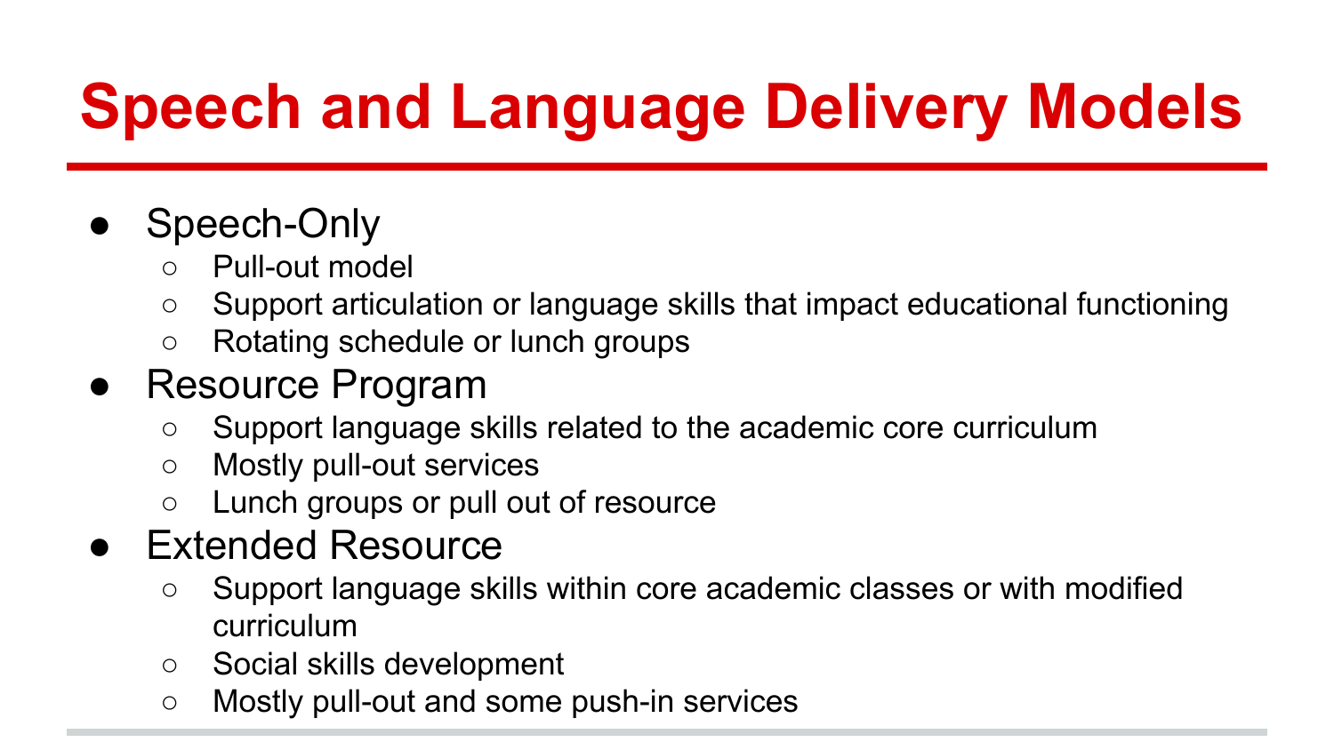# Speech and Language Delivery Models

- Speech-Only
  - Pull-out model
  - Support articulation or language skills that impact educational functioning
  - Rotating schedule or lunch groups
- Resource Program
  - Support language skills related to the academic core curriculum
  - Mostly pull-out services
  - Lunch groups or pull out of resource
- Extended Resource
  - Support language skills within core academic classes or with modified curriculum
  - Social skills development
  - Mostly pull-out and some push-in services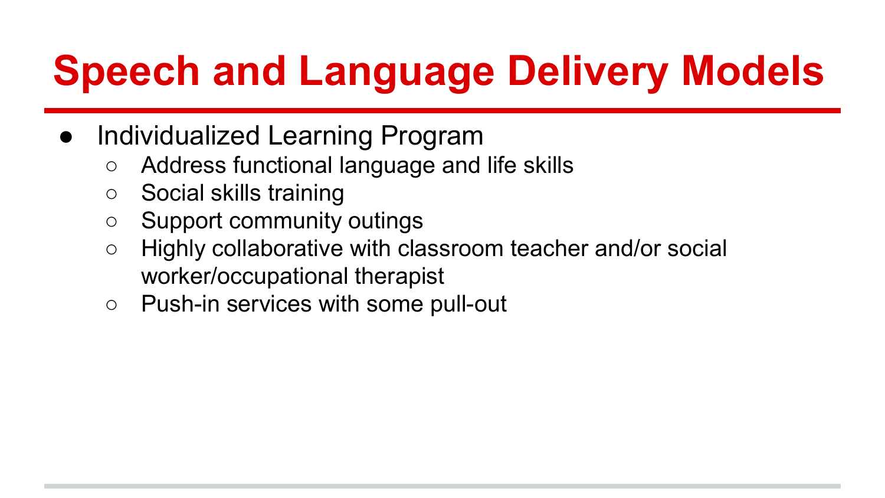# Speech and Language Delivery Models

- Individualized Learning Program
  - Address functional language and life skills
  - Social skills training
  - Support community outings
  - Highly collaborative with classroom teacher and/or social worker/occupational therapist
  - Push-in services with some pull-out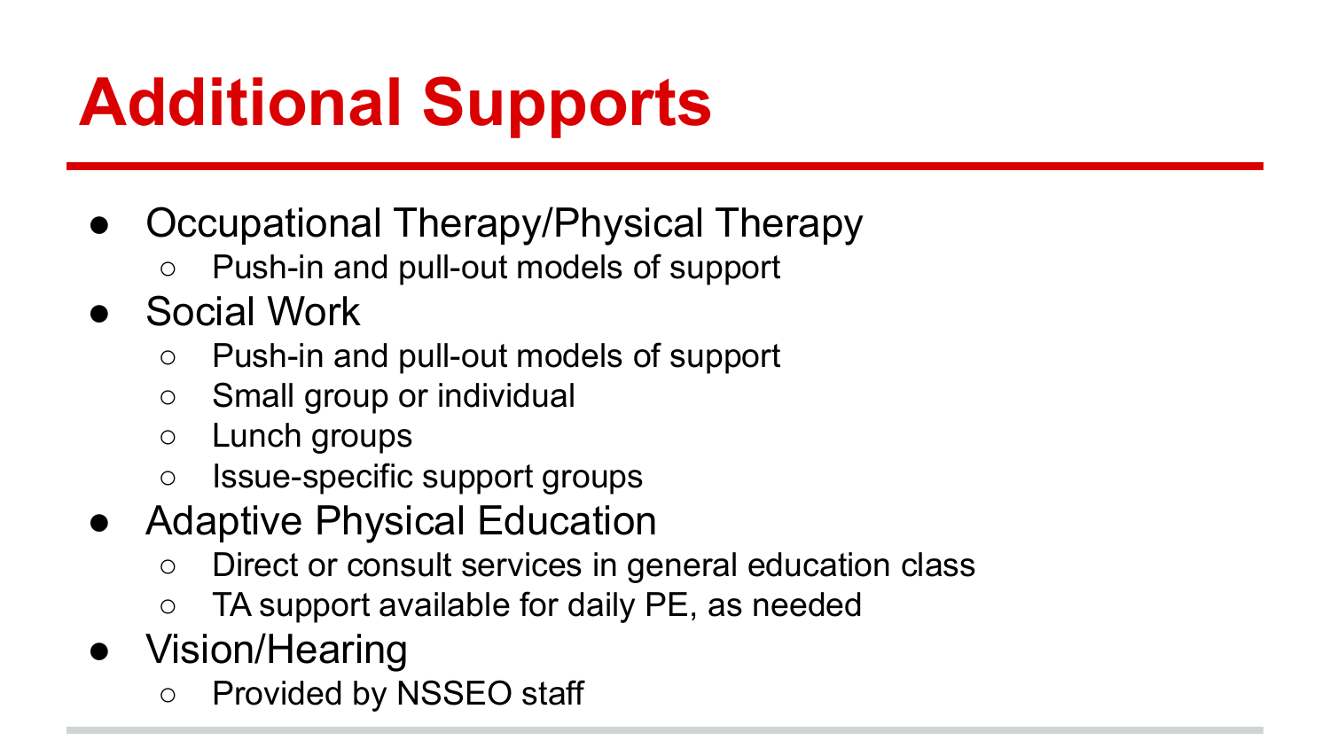# Additional Supports

- Occupational Therapy/Physical Therapy
  - Push-in and pull-out models of support
- Social Work
  - Push-in and pull-out models of support
  - Small group or individual
  - Lunch groups
  - Issue-specific support groups
- Adaptive Physical Education
  - Direct or consult services in general education class
  - TA support available for daily PE, as needed
- Vision/Hearing
  - Provided by NSSEO staff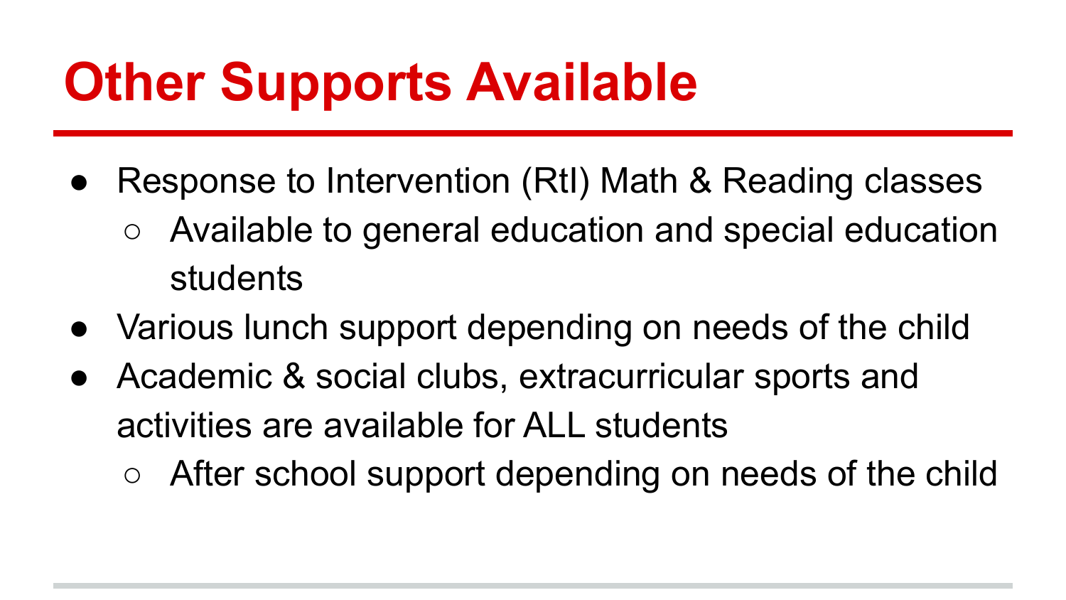# Other Supports Available

- Response to Intervention (RtI) Math & Reading classes
  - Available to general education and special education students
- Various lunch support depending on needs of the child
- Academic & social clubs, extracurricular sports and activities are available for ALL students
  - After school support depending on needs of the child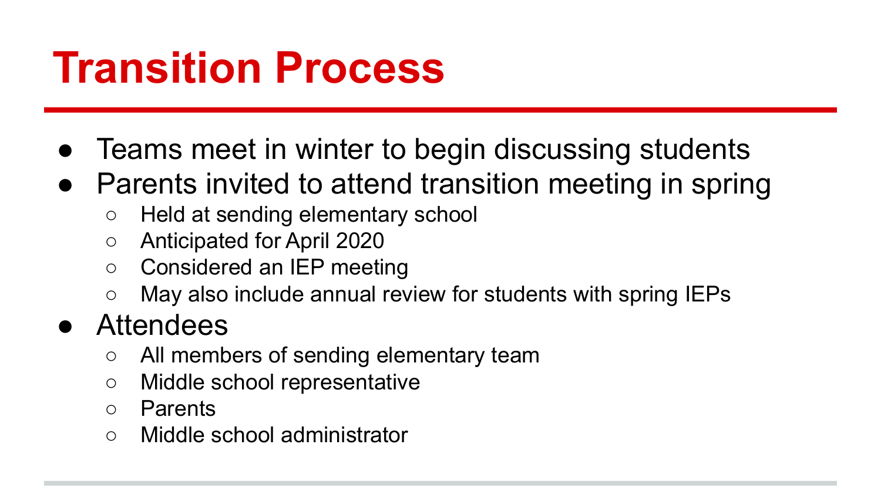# Transition Process

- Teams meet in winter to begin discussing students
- Parents invited to attend transition meeting in spring
  - Held at sending elementary school
  - Anticipated for April 2020
  - Considered an IEP meeting
  - May also include annual review for students with spring IEPs
- Attendees
  - All members of sending elementary team
  - Middle school representative
  - Parents
  - Middle school administrator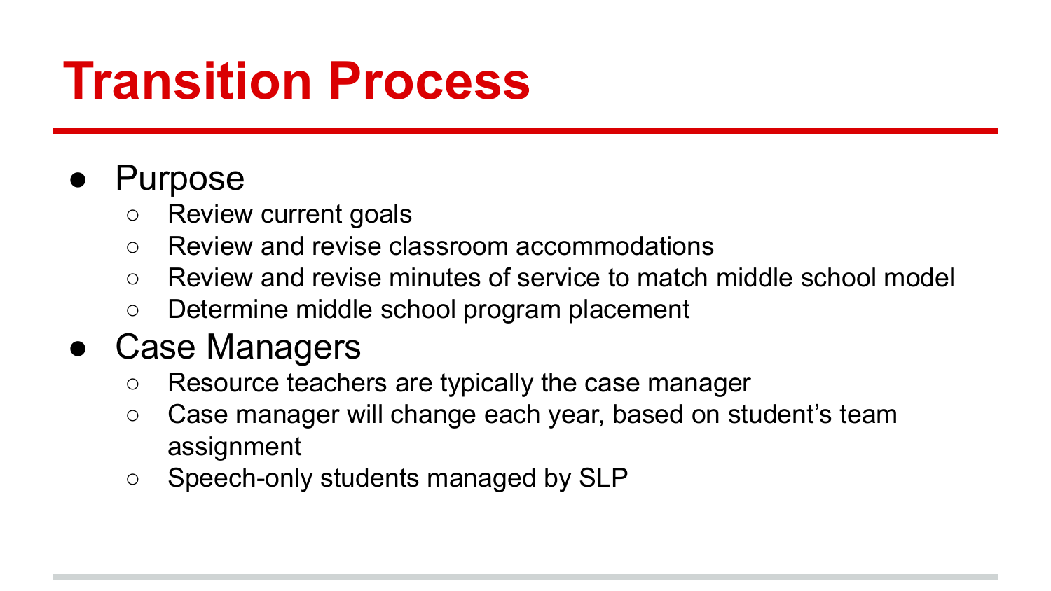# Transition Process

- Purpose
  - Review current goals
  - Review and revise classroom accommodations
  - Review and revise minutes of service to match middle school model
  - Determine middle school program placement
- Case Managers
  - Resource teachers are typically the case manager
  - Case manager will change each year, based on student's team assignment
  - Speech-only students managed by SLP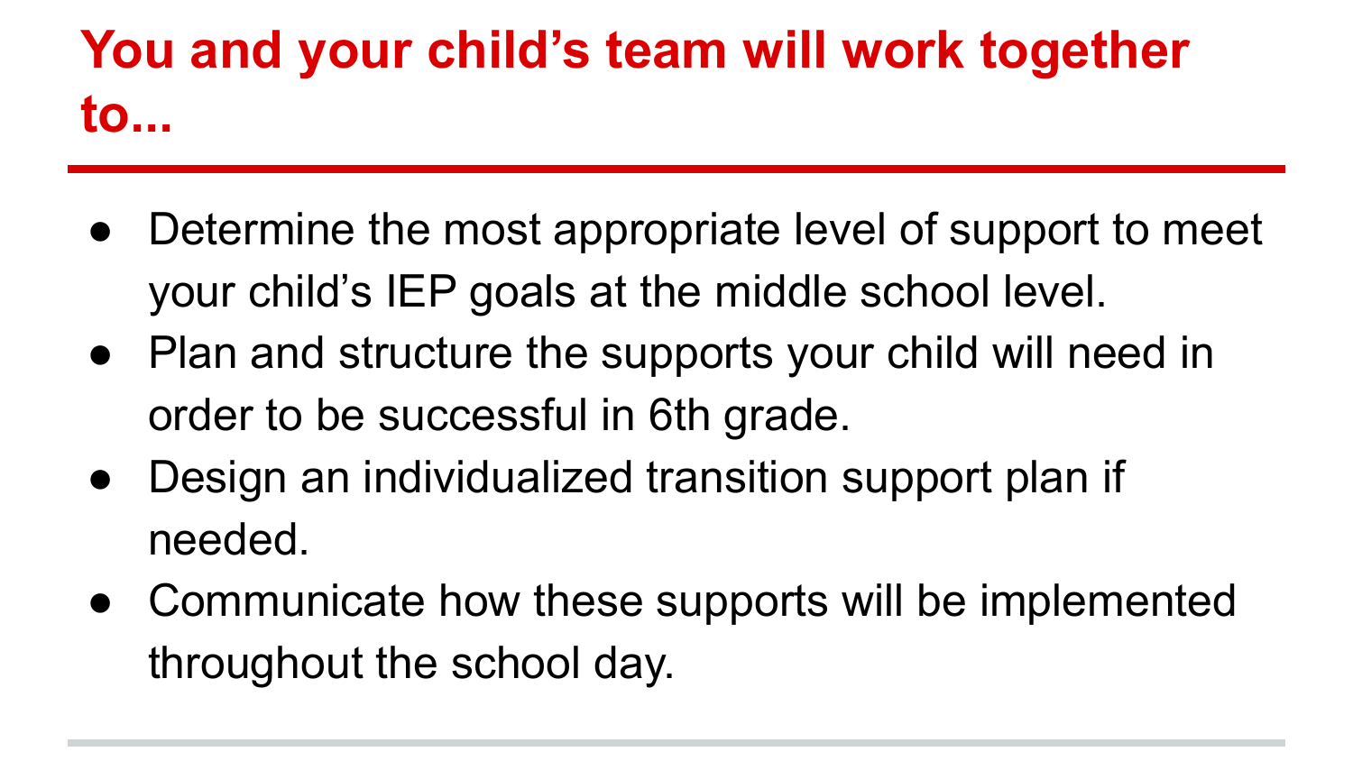# You and your child's team will work together to...

- Determine the most appropriate level of support to meet your child's IEP goals at the middle school level.
- Plan and structure the supports your child will need in order to be successful in 6th grade.
- Design an individualized transition support plan if needed.
- Communicate how these supports will be implemented throughout the school day.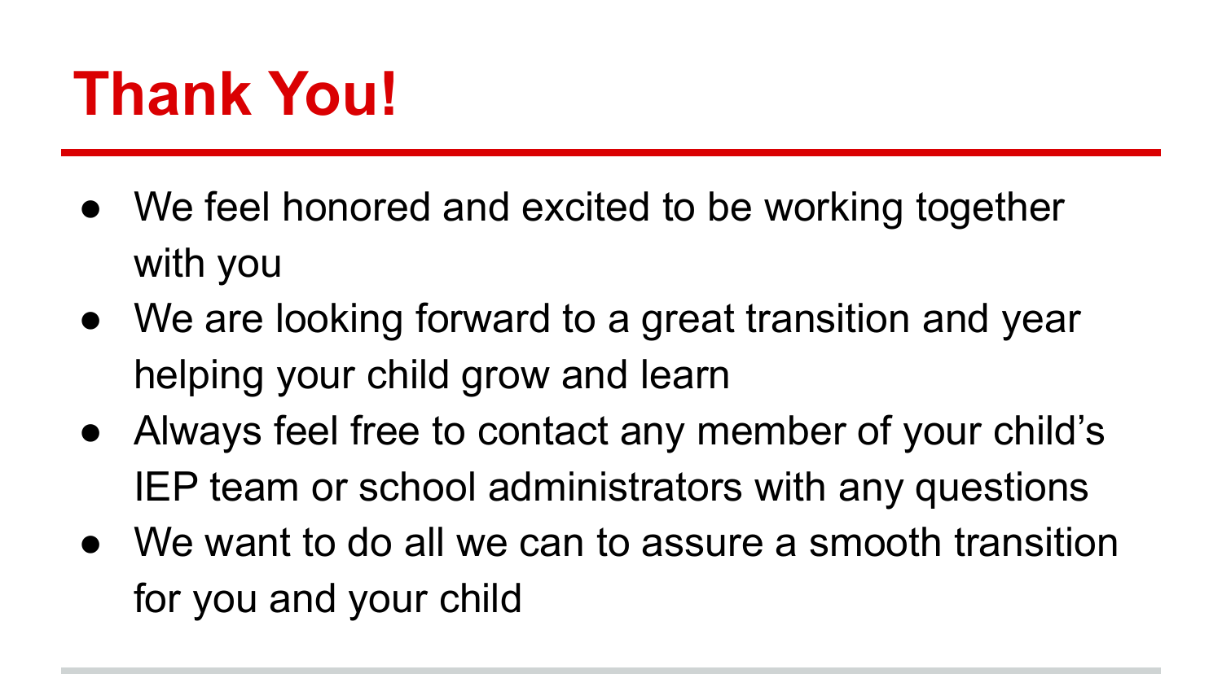# Thank You!

- We feel honored and excited to be working together with you
- We are looking forward to a great transition and year helping your child grow and learn
- Always feel free to contact any member of your child's IEP team or school administrators with any questions
- We want to do all we can to assure a smooth transition for you and your child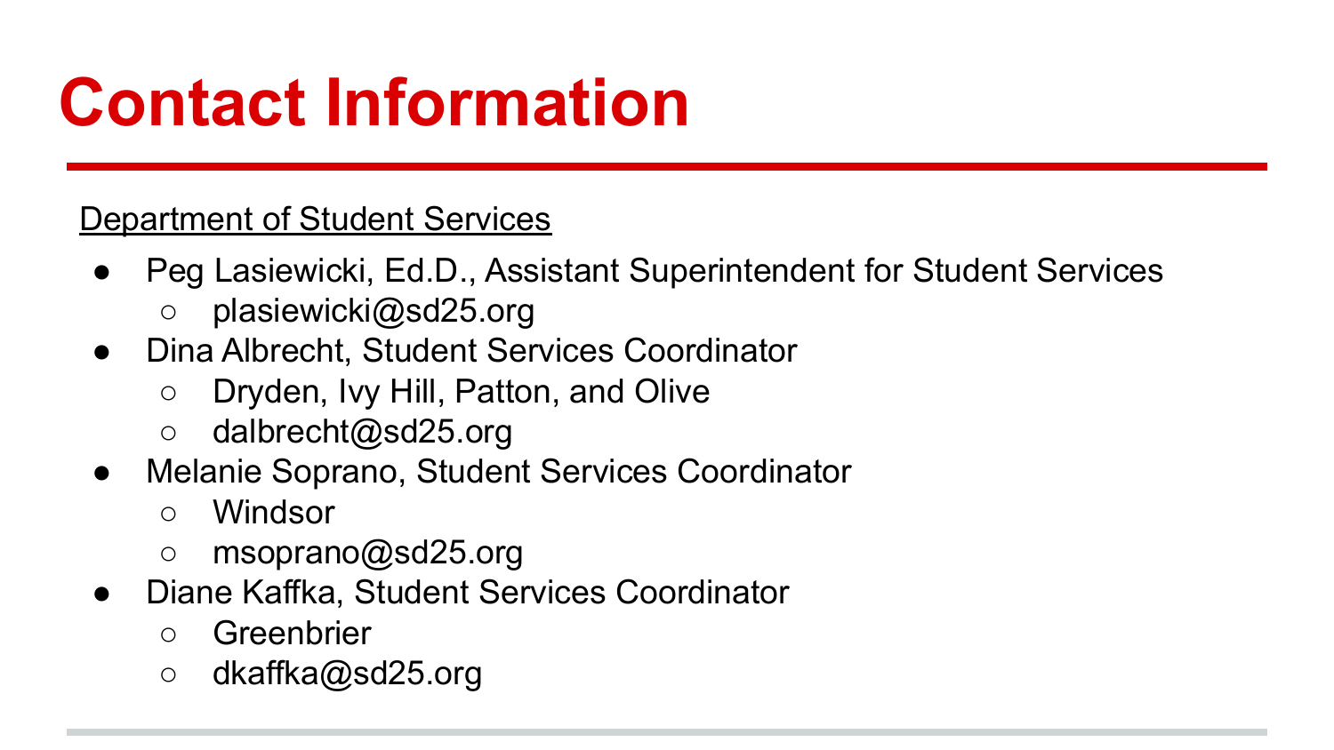# Contact Information

Department of Student Services

- Peg Lasiewicki, Ed.D., Assistant Superintendent for Student Services
  - plasiewicki@sd25.org
- Dina Albrecht, Student Services Coordinator
  - Dryden, Ivy Hill, Patton, and Olive
  - dalbrecht@sd25.org
- Melanie Soprano, Student Services Coordinator
  - Windsor
  - msoprano@sd25.org
- Diane Kaffka, Student Services Coordinator
  - Greenbrier
  - dkaffka@sd25.org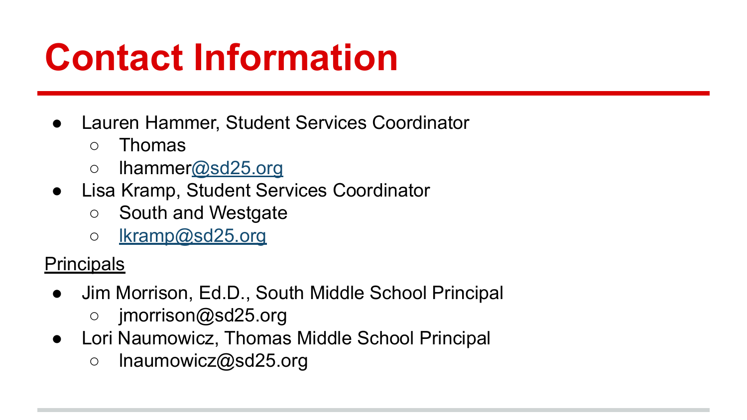# Contact Information

- Lauren Hammer, Student Services Coordinator
  - Thomas
  - lhammer@sd25.org
- Lisa Kramp, Student Services Coordinator
  - South and Westgate
  - lkramp@sd25.org

Principals

- Jim Morrison, Ed.D., South Middle School Principal
  - jmorrison@sd25.org
- Lori Naumowicz, Thomas Middle School Principal
  - lnaumowicz@sd25.org